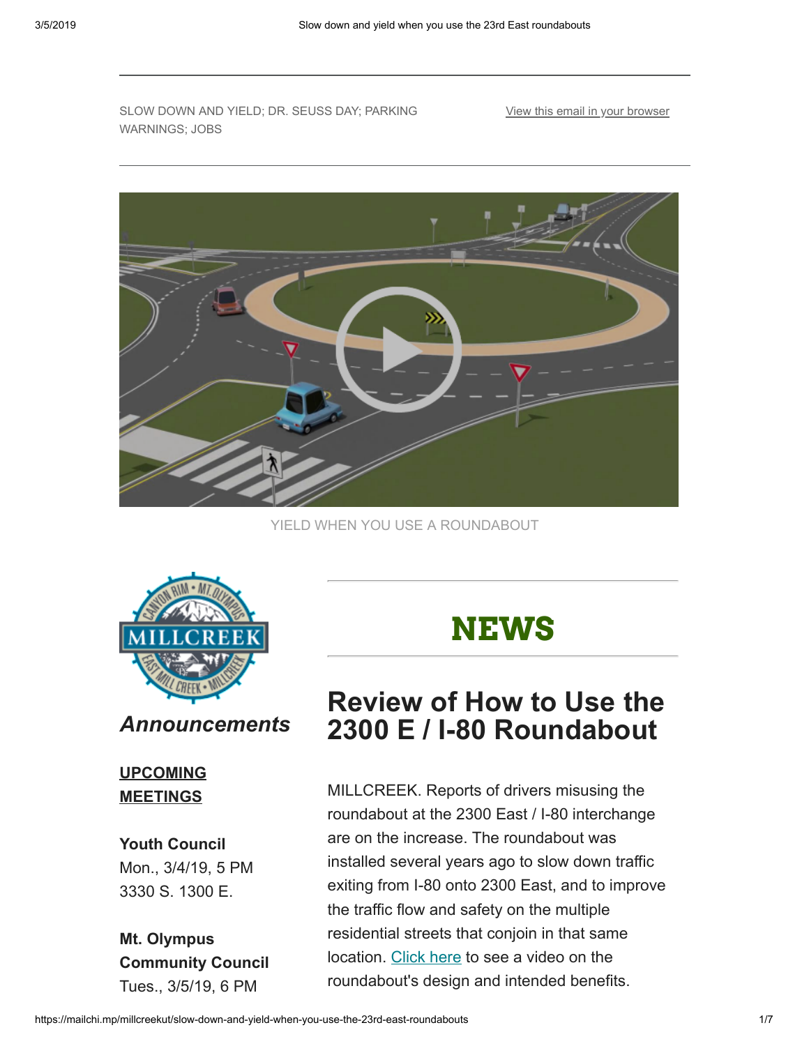SLOW DOWN AND YIELD; DR. SEUSS DAY; PARKING WARNINGS; JOBS

View this email in your browser

YIELD WHEN YOU USE A ROUNDABOUT

***Announcements***

**UPCOMING MEETINGS**

**Youth Council**
Mon., 3/4/19, 5 PM
3330 S. 1300 E.

**Mt. Olympus Community Council**
Tues., 3/5/19, 6 PM

# NEWS

## Review of How to Use the 2300 E / I-80 Roundabout

MILLCREEK. Reports of drivers misusing the roundabout at the 2300 East / I-80 interchange are on the increase. The roundabout was installed several years ago to slow down traffic exiting from I-80 onto 2300 East, and to improve the traffic flow and safety on the multiple residential streets that conjoin in that same location. Click here to see a video on the roundabout's design and intended benefits.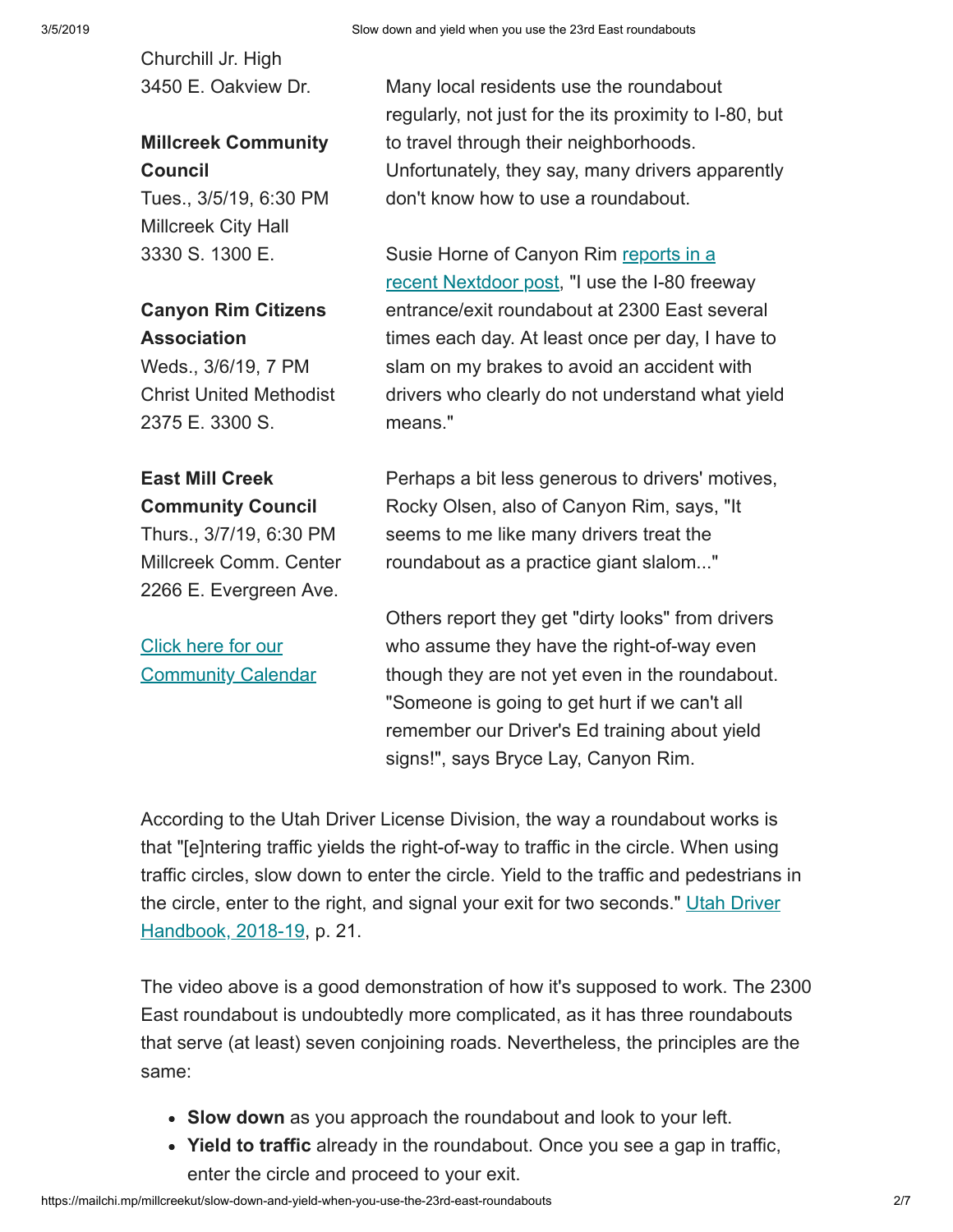Churchill Jr. High
3450 E. Oakview Dr.

**Millcreek Community Council**
Tues., 3/5/19, 6:30 PM
Millcreek City Hall
3330 S. 1300 E.

**Canyon Rim Citizens Association**
Weds., 3/6/19, 7 PM
Christ United Methodist
2375 E. 3300 S.

**East Mill Creek Community Council**
Thurs., 3/7/19, 6:30 PM
Millcreek Comm. Center
2266 E. Evergreen Ave.

[Click here for our Community Calendar]

Many local residents use the roundabout regularly, not just for the its proximity to I-80, but to travel through their neighborhoods. Unfortunately, they say, many drivers apparently don't know how to use a roundabout.

Susie Horne of Canyon Rim [reports in a recent Nextdoor post], "I use the I-80 freeway entrance/exit roundabout at 2300 East several times each day. At least once per day, I have to slam on my brakes to avoid an accident with drivers who clearly do not understand what yield means."

Perhaps a bit less generous to drivers' motives, Rocky Olsen, also of Canyon Rim, says, "It seems to me like many drivers treat the roundabout as a practice giant slalom..."

Others report they get "dirty looks" from drivers who assume they have the right-of-way even though they are not yet even in the roundabout. "Someone is going to get hurt if we can't all remember our Driver's Ed training about yield signs!", says Bryce Lay, Canyon Rim.

According to the Utah Driver License Division, the way a roundabout works is that "[e]ntering traffic yields the right-of-way to traffic in the circle. When using traffic circles, slow down to enter the circle. Yield to the traffic and pedestrians in the circle, enter to the right, and signal your exit for two seconds." [Utah Driver Handbook, 2018-19], p. 21.

The video above is a good demonstration of how it's supposed to work. The 2300 East roundabout is undoubtedly more complicated, as it has three roundabouts that serve (at least) seven conjoining roads. Nevertheless, the principles are the same:

- **Slow down** as you approach the roundabout and look to your left.
- **Yield to traffic** already in the roundabout. Once you see a gap in traffic, enter the circle and proceed to your exit.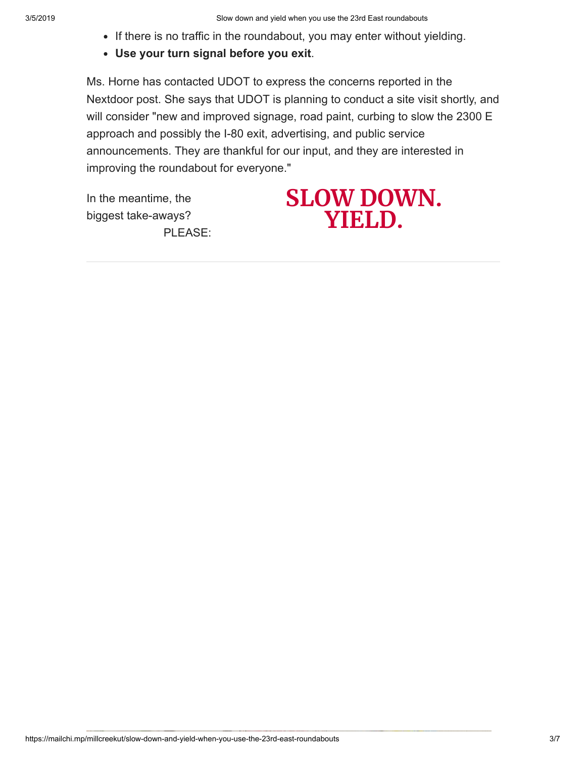- If there is no traffic in the roundabout, you may enter without yielding.
- **Use your turn signal before you exit**.

Ms. Horne has contacted UDOT to express the concerns reported in the Nextdoor post. She says that UDOT is planning to conduct a site visit shortly, and will consider "new and improved signage, road paint, curbing to slow the 2300 E approach and possibly the I-80 exit, advertising, and public service announcements. They are thankful for our input, and they are interested in improving the roundabout for everyone."

In the meantime, the biggest take-aways? PLEASE:

**SLOW DOWN.**
**YIELD.**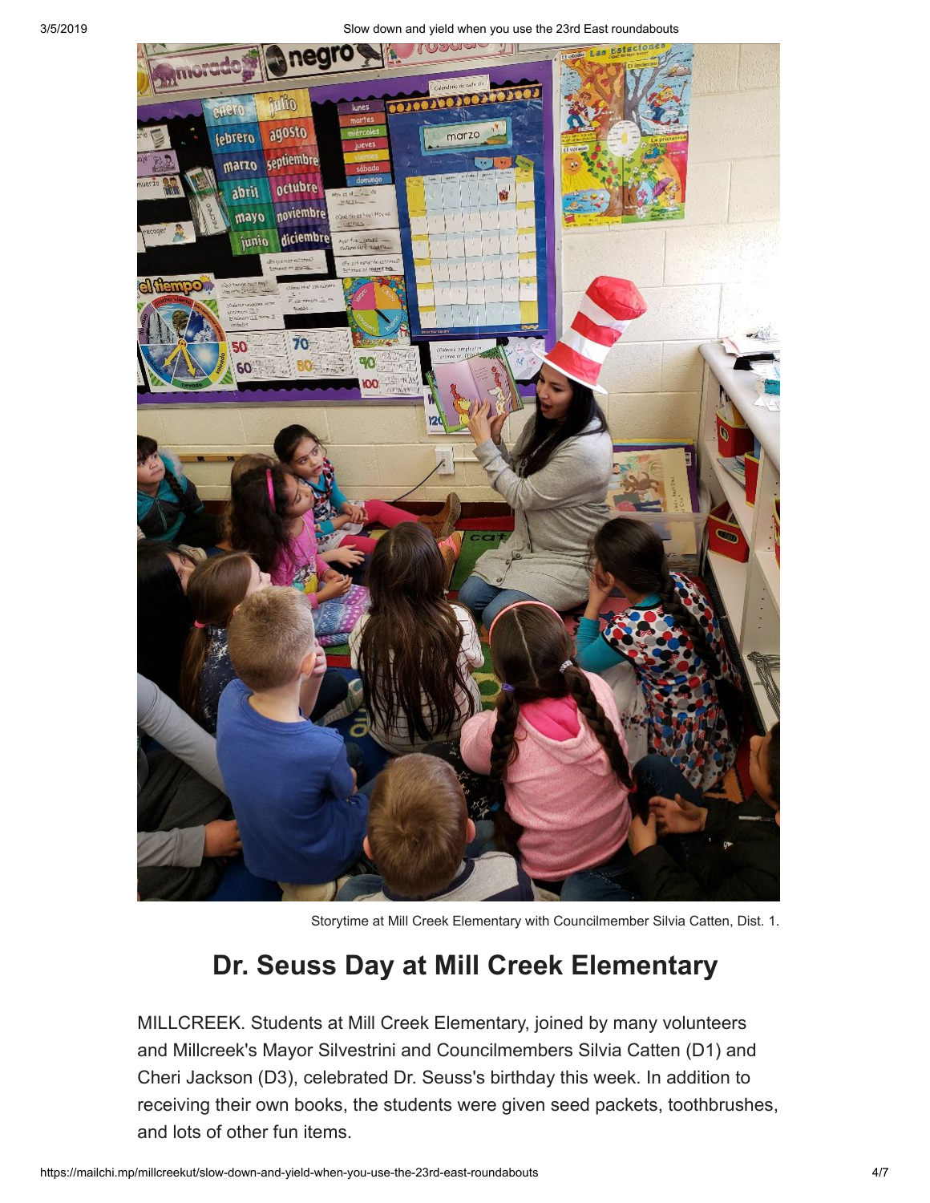Storytime at Mill Creek Elementary with Councilmember Silvia Catten, Dist. 1.

## Dr. Seuss Day at Mill Creek Elementary

MILLCREEK. Students at Mill Creek Elementary, joined by many volunteers and Millcreek's Mayor Silvestrini and Councilmembers Silvia Catten (D1) and Cheri Jackson (D3), celebrated Dr. Seuss's birthday this week. In addition to receiving their own books, the students were given seed packets, toothbrushes, and lots of other fun items.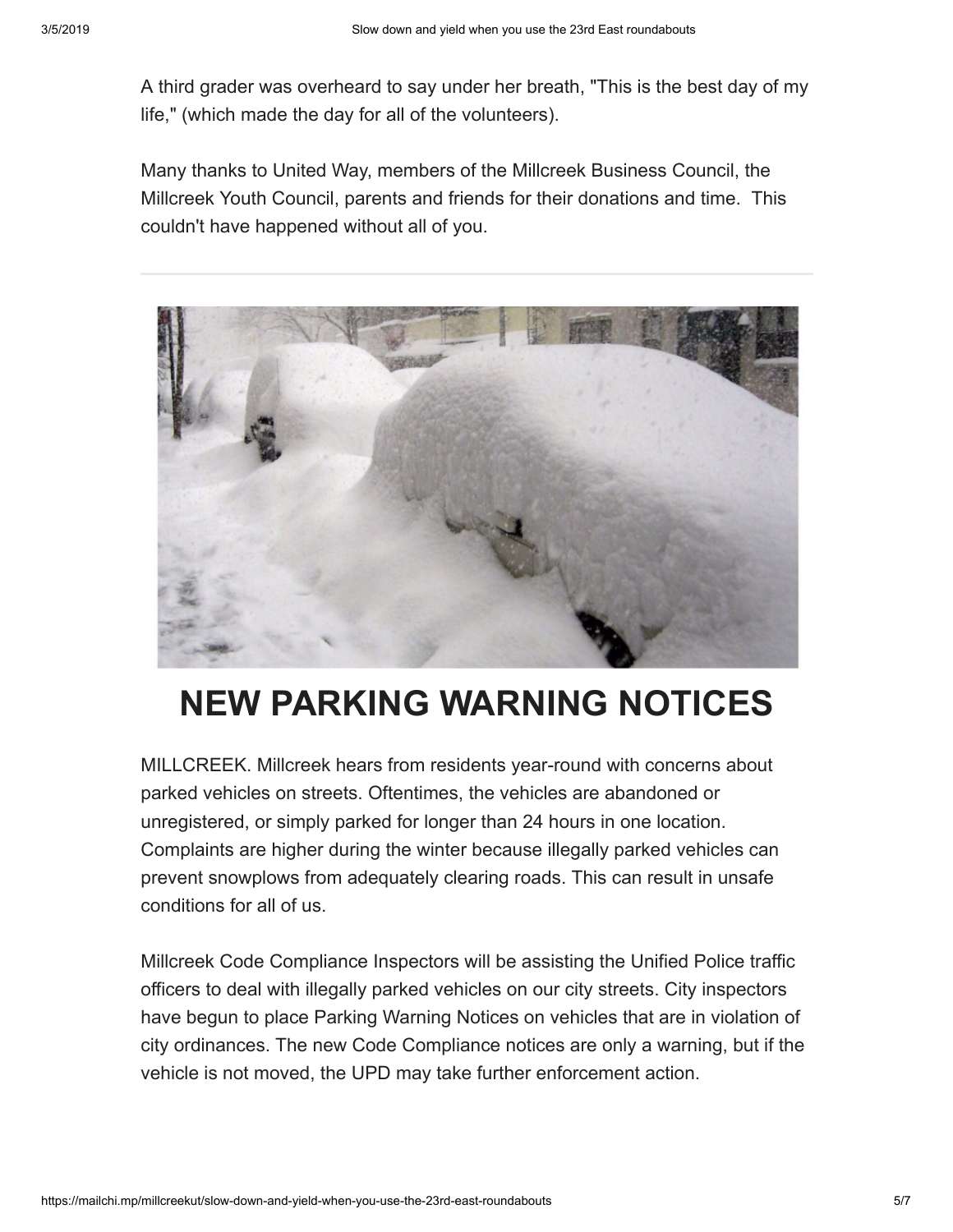A third grader was overheard to say under her breath, "This is the best day of my life," (which made the day for all of the volunteers).

Many thanks to United Way, members of the Millcreek Business Council, the Millcreek Youth Council, parents and friends for their donations and time. This couldn't have happened without all of you.

---

# NEW PARKING WARNING NOTICES

MILLCREEK. Millcreek hears from residents year-round with concerns about parked vehicles on streets. Oftentimes, the vehicles are abandoned or unregistered, or simply parked for longer than 24 hours in one location. Complaints are higher during the winter because illegally parked vehicles can prevent snowplows from adequately clearing roads. This can result in unsafe conditions for all of us.

Millcreek Code Compliance Inspectors will be assisting the Unified Police traffic officers to deal with illegally parked vehicles on our city streets. City inspectors have begun to place Parking Warning Notices on vehicles that are in violation of city ordinances. The new Code Compliance notices are only a warning, but if the vehicle is not moved, the UPD may take further enforcement action.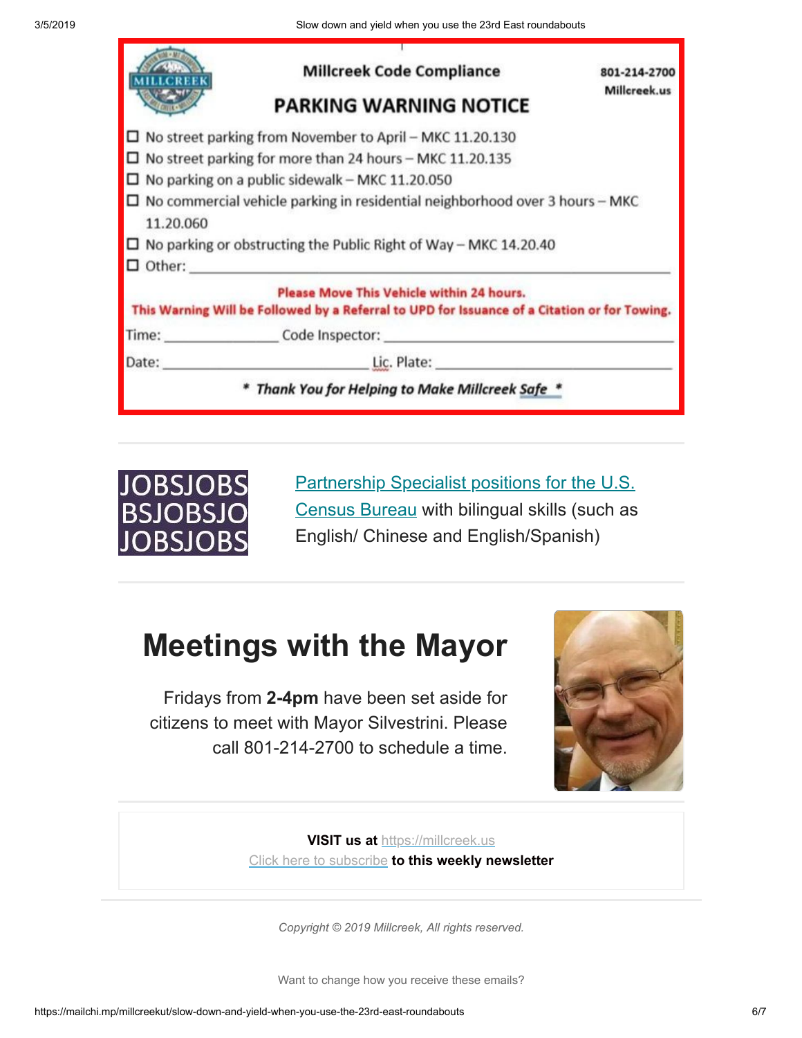**Millcreek Code Compliance**

801-214-2700
Millcreek.us

## PARKING WARNING NOTICE

- ☐ No street parking from November to April – MKC 11.20.130
- ☐ No street parking for more than 24 hours – MKC 11.20.135
- ☐ No parking on a public sidewalk – MKC 11.20.050
- ☐ No commercial vehicle parking in residential neighborhood over 3 hours – MKC 11.20.060
- ☐ No parking or obstructing the Public Right of Way – MKC 14.20.40
- ☐ Other: ______________________________

**Please Move This Vehicle within 24 hours.**
**This Warning Will be Followed by a Referral to UPD for Issuance of a Citation or for Towing.**

Time: ______________ Code Inspector: ______________________________

Date: ______________________ Lic. Plate: ______________________________

*** *Thank You for Helping to Make Millcreek Safe* ***

---

JOBSJOBS BSJOBSJO JOBSJOBS

Partnership Specialist positions for the U.S. Census Bureau with bilingual skills (such as English/ Chinese and English/Spanish)

---

# Meetings with the Mayor

Fridays from **2-4pm** have been set aside for citizens to meet with Mayor Silvestrini. Please call 801-214-2700 to schedule a time.

---

**VISIT us at** https://millcreek.us
Click here to subscribe **to this weekly newsletter**

*Copyright © 2019 Millcreek, All rights reserved.*

Want to change how you receive these emails?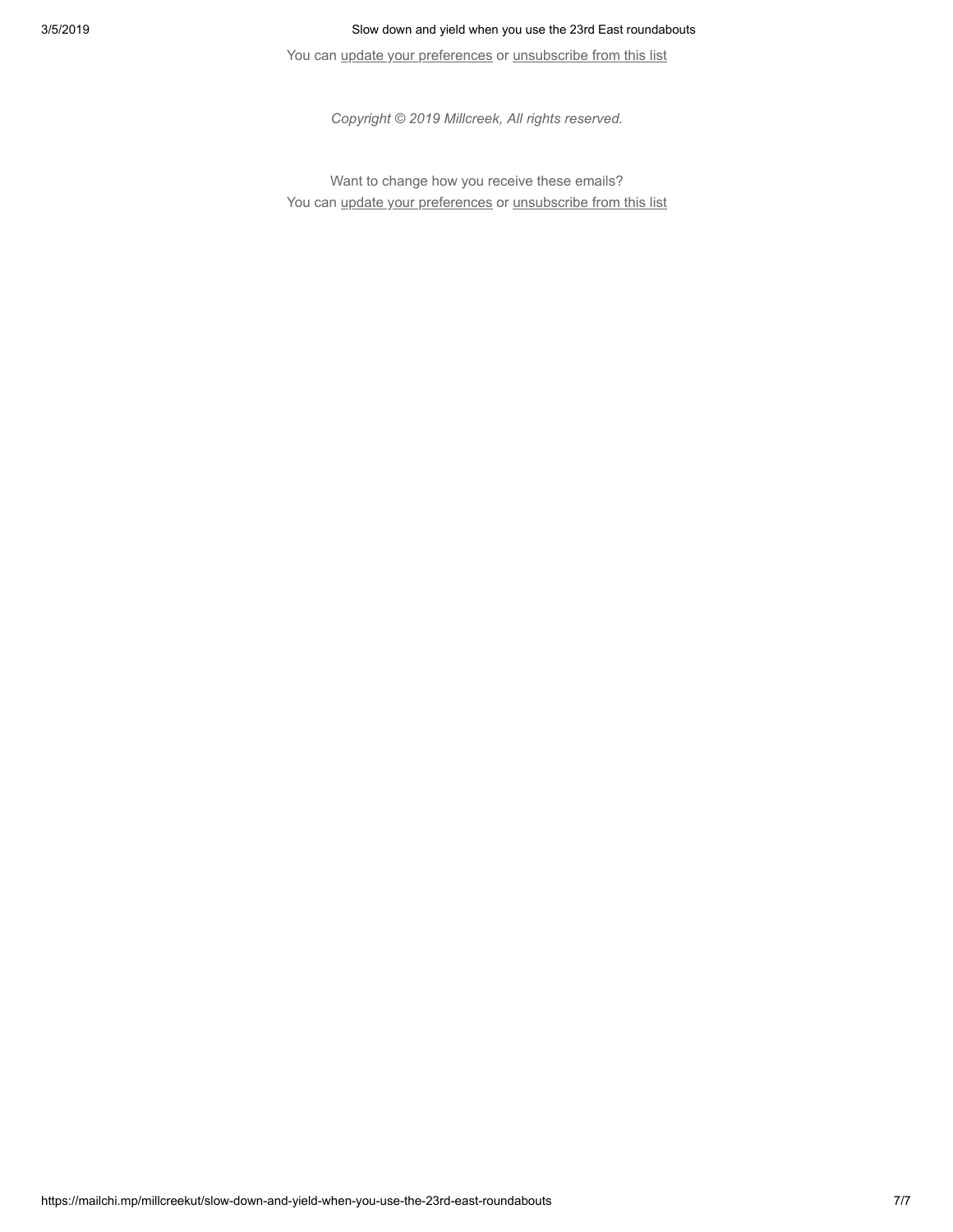You can update your preferences or unsubscribe from this list

*Copyright © 2019 Millcreek, All rights reserved.*

Want to change how you receive these emails?
You can update your preferences or unsubscribe from this list